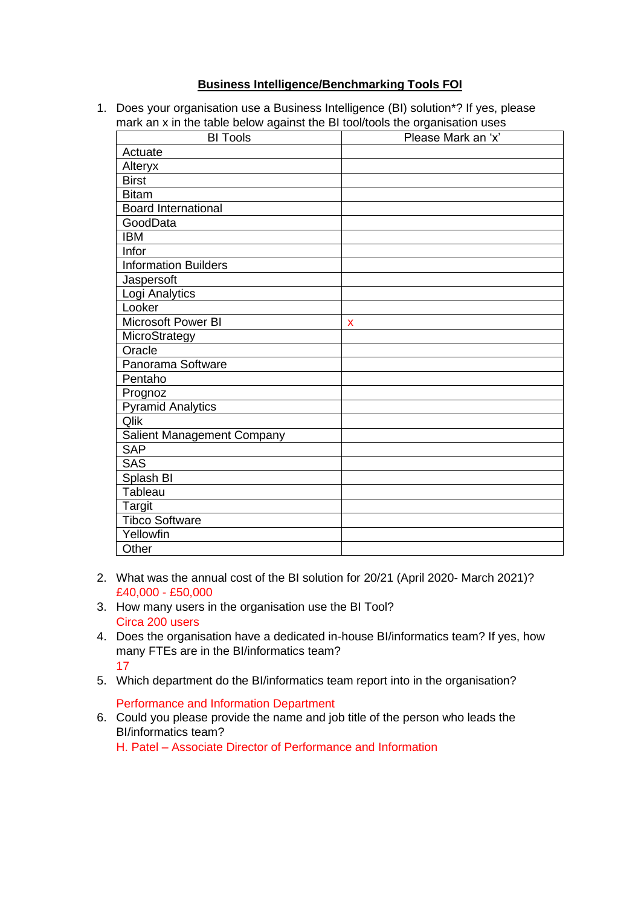**Business Intelligence/Benchmarking Tools FOI**

1. Does your organisation use a Business Intelligence (BI) solution*? If yes, please mark an x in the table below against the BI tool/tools the organisation uses

| BI Tools | Please Mark an 'x' |
|---|---|
| Actuate | |
| Alteryx | |
| Birst | |
| Bitam | |
| Board International | |
| GoodData | |
| IBM | |
| Infor | |
| Information Builders | |
| Jaspersoft | |
| Logi Analytics | |
| Looker | |
| Microsoft Power BI | x |
| MicroStrategy | |
| Oracle | |
| Panorama Software | |
| Pentaho | |
| Prognoz | |
| Pyramid Analytics | |
| Qlik | |
| Salient Management Company | |
| SAP | |
| SAS | |
| Splash BI | |
| Tableau | |
| Targit | |
| Tibco Software | |
| Yellowfin | |
| Other | |

2. What was the annual cost of the BI solution for 20/21 (April 2020- March 2021)?
   £40,000 - £50,000
3. How many users in the organisation use the BI Tool?
   Circa 200 users
4. Does the organisation have a dedicated in-house BI/informatics team? If yes, how many FTEs are in the BI/informatics team?
   17
5. Which department do the BI/informatics team report into in the organisation?

   Performance and Information Department
6. Could you please provide the name and job title of the person who leads the BI/informatics team?
   H. Patel – Associate Director of Performance and Information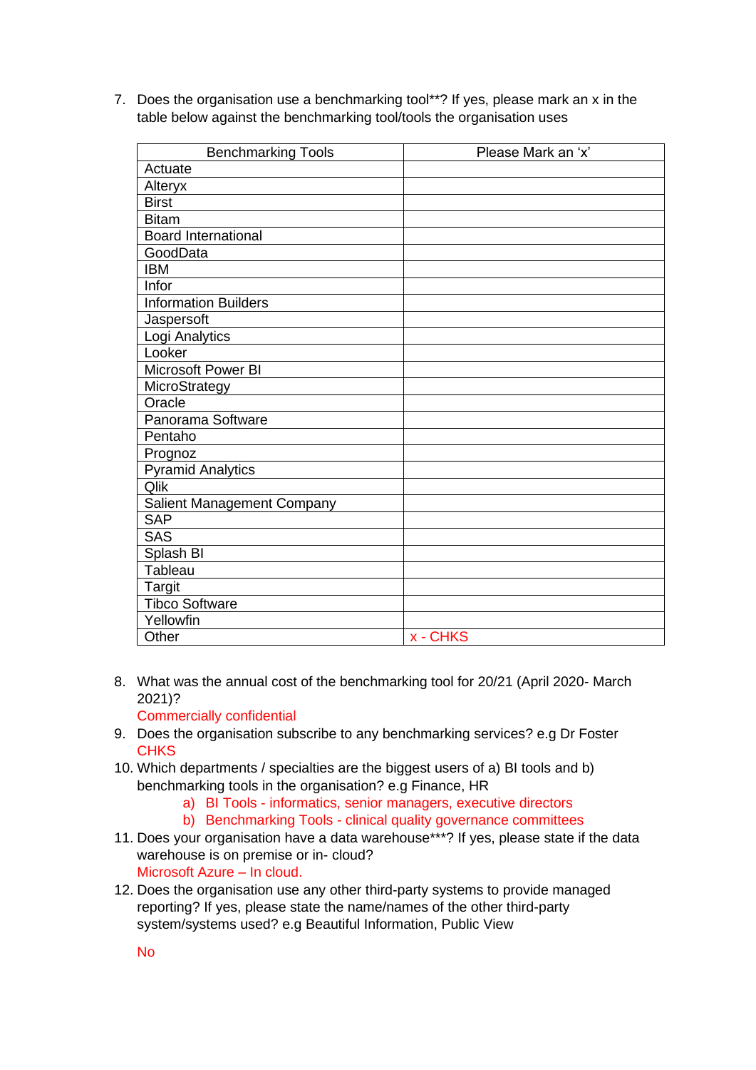7. Does the organisation use a benchmarking tool**? If yes, please mark an x in the table below against the benchmarking tool/tools the organisation uses

| Benchmarking Tools | Please Mark an 'x' |
|---|---|
| Actuate | |
| Alteryx | |
| Birst | |
| Bitam | |
| Board International | |
| GoodData | |
| IBM | |
| Infor | |
| Information Builders | |
| Jaspersoft | |
| Logi Analytics | |
| Looker | |
| Microsoft Power BI | |
| MicroStrategy | |
| Oracle | |
| Panorama Software | |
| Pentaho | |
| Prognoz | |
| Pyramid Analytics | |
| Qlik | |
| Salient Management Company | |
| SAP | |
| SAS | |
| Splash BI | |
| Tableau | |
| Targit | |
| Tibco Software | |
| Yellowfin | |
| Other | x - CHKS |

8. What was the annual cost of the benchmarking tool for 20/21 (April 2020- March 2021)?
   Commercially confidential
9. Does the organisation subscribe to any benchmarking services? e.g Dr Foster
   CHKS
10. Which departments / specialties are the biggest users of a) BI tools and b) benchmarking tools in the organisation? e.g Finance, HR
    a) BI Tools - informatics, senior managers, executive directors
    b) Benchmarking Tools - clinical quality governance committees
11. Does your organisation have a data warehouse***? If yes, please state if the data warehouse is on premise or in- cloud?
    Microsoft Azure – In cloud.
12. Does the organisation use any other third-party systems to provide managed reporting? If yes, please state the name/names of the other third-party system/systems used? e.g Beautiful Information, Public View

    No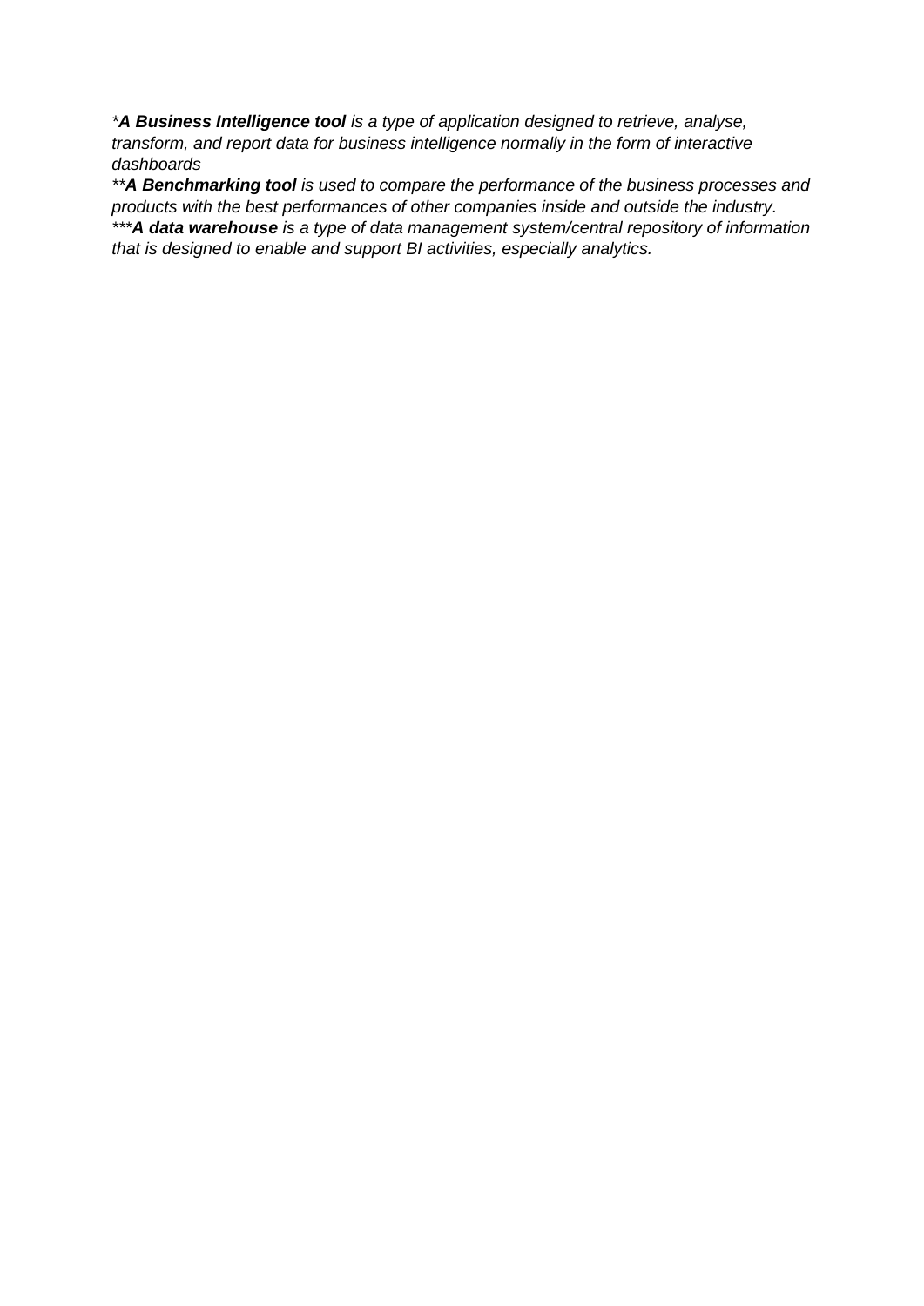*_**A Business Intelligence tool** is a type of application designed to retrieve, analyse, transform, and report data for business intelligence normally in the form of interactive dashboards_

**_**A Benchmarking tool** is used to compare the performance of the business processes and products with the best performances of other companies inside and outside the industry._

***_**A data warehouse** is a type of data management system/central repository of information that is designed to enable and support BI activities, especially analytics._